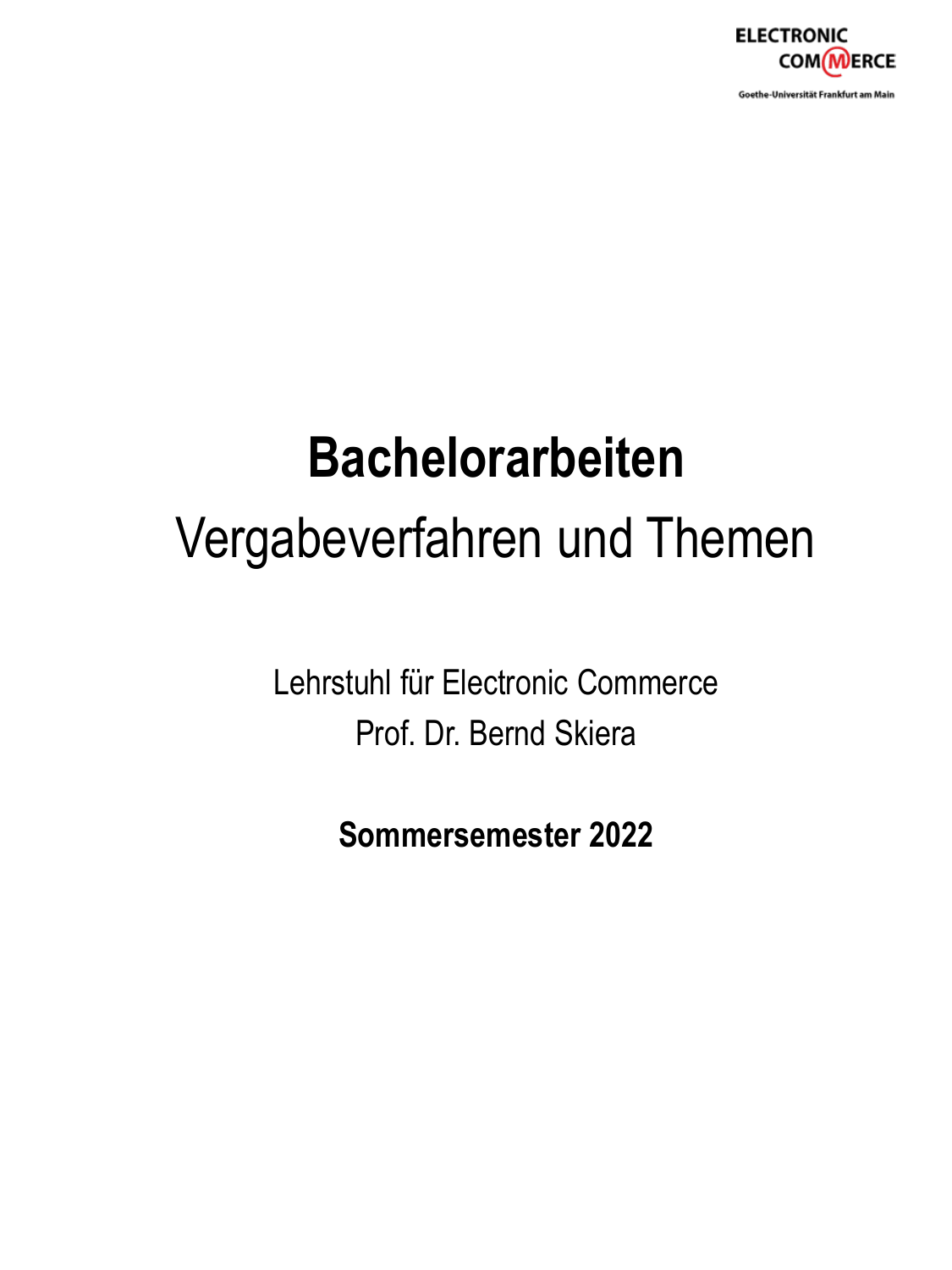ELECTRONIC COMMERCE

Goethe-Universität Frankfurt am Main

# Bachelorarbeiten

## Vergabeverfahren und Themen

Lehrstuhl für Electronic Commerce

Prof. Dr. Bernd Skiera

**Sommersemester 2022**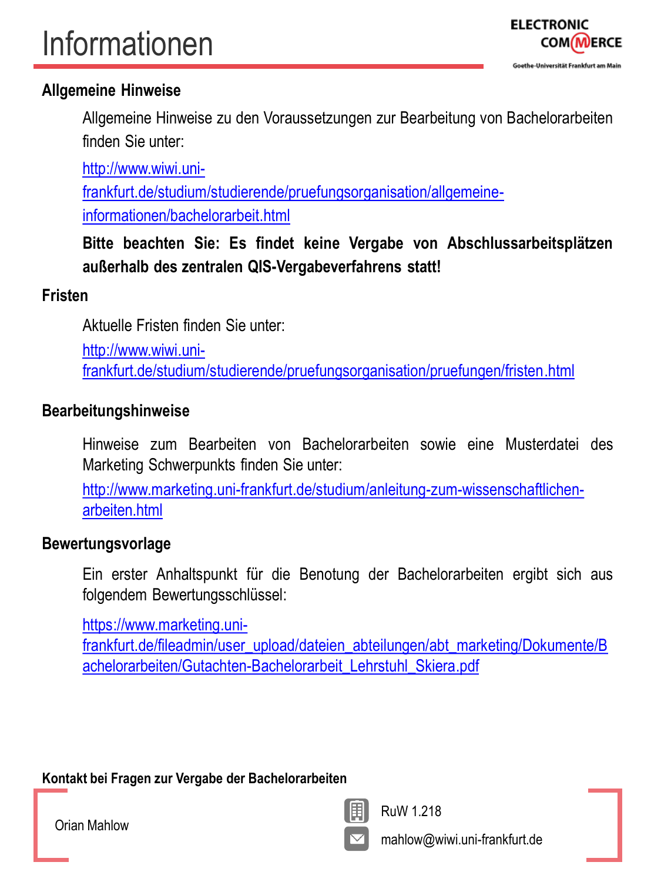# Informationen

### Allgemeine Hinweise

Allgemeine Hinweise zu den Voraussetzungen zur Bearbeitung von Bachelorarbeiten finden Sie unter:

http://www.wiwi.uni-frankfurt.de/studium/studierende/pruefungsorganisation/allgemeine-informationen/bachelorarbeit.html

**Bitte beachten Sie: Es findet keine Vergabe von Abschlussarbeitsplätzen außerhalb des zentralen QIS-Vergabeverfahrens statt!**

### Fristen

Aktuelle Fristen finden Sie unter:

http://www.wiwi.uni-frankfurt.de/studium/studierende/pruefungsorganisation/pruefungen/fristen.html

### Bearbeitungshinweise

Hinweise zum Bearbeiten von Bachelorarbeiten sowie eine Musterdatei des Marketing Schwerpunkts finden Sie unter:

http://www.marketing.uni-frankfurt.de/studium/anleitung-zum-wissenschaftlichen-arbeiten.html

### Bewertungsvorlage

Ein erster Anhaltspunkt für die Benotung der Bachelorarbeiten ergibt sich aus folgendem Bewertungsschlüssel:

https://www.marketing.uni-frankfurt.de/fileadmin/user_upload/dateien_abteilungen/abt_marketing/Dokumente/Bachelorarbeiten/Gutachten-Bachelorarbeit_Lehrstuhl_Skiera.pdf

**Kontakt bei Fragen zur Vergabe der Bachelorarbeiten**

Orian Mahlow

RuW 1.218

mahlow@wiwi.uni-frankfurt.de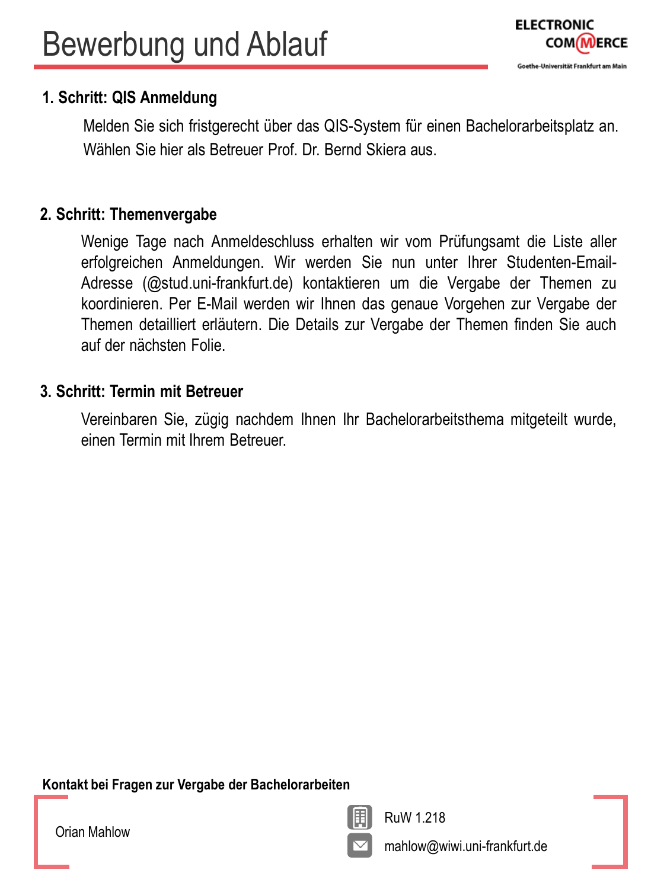# Bewerbung und Ablauf

**1. Schritt: QIS Anmeldung**

Melden Sie sich fristgerecht über das QIS-System für einen Bachelorarbeitsplatz an. Wählen Sie hier als Betreuer Prof. Dr. Bernd Skiera aus.

**2. Schritt: Themenvergabe**

Wenige Tage nach Anmeldeschluss erhalten wir vom Prüfungsamt die Liste aller erfolgreichen Anmeldungen. Wir werden Sie nun unter Ihrer Studenten-Email-Adresse (@stud.uni-frankfurt.de) kontaktieren um die Vergabe der Themen zu koordinieren. Per E-Mail werden wir Ihnen das genaue Vorgehen zur Vergabe der Themen detailliert erläutern. Die Details zur Vergabe der Themen finden Sie auch auf der nächsten Folie.

**3. Schritt: Termin mit Betreuer**

Vereinbaren Sie, zügig nachdem Ihnen Ihr Bachelorarbeitsthema mitgeteilt wurde, einen Termin mit Ihrem Betreuer.

**Kontakt bei Fragen zur Vergabe der Bachelorarbeiten**

Orian Mahlow

RuW 1.218

mahlow@wiwi.uni-frankfurt.de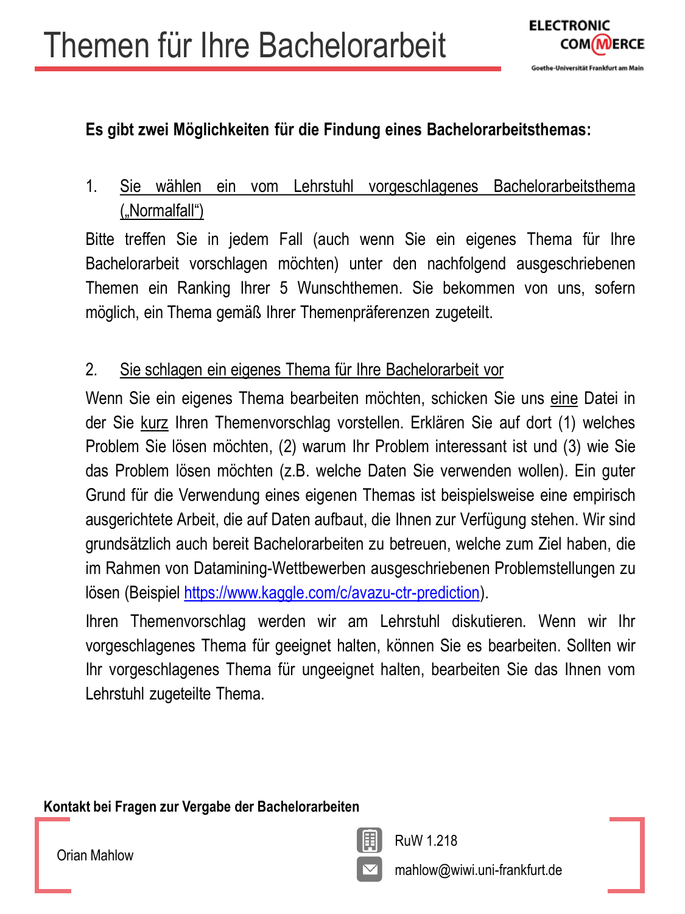# Themen für Ihre Bachelorarbeit

**Es gibt zwei Möglichkeiten für die Findung eines Bachelorarbeitsthemas:**

1. Sie wählen ein vom Lehrstuhl vorgeschlagenes Bachelorarbeitsthema („Normalfall“)

Bitte treffen Sie in jedem Fall (auch wenn Sie ein eigenes Thema für Ihre Bachelorarbeit vorschlagen möchten) unter den nachfolgend ausgeschriebenen Themen ein Ranking Ihrer 5 Wunschthemen. Sie bekommen von uns, sofern möglich, ein Thema gemäß Ihrer Themenpräferenzen zugeteilt.

2. Sie schlagen ein eigenes Thema für Ihre Bachelorarbeit vor

Wenn Sie ein eigenes Thema bearbeiten möchten, schicken Sie uns eine Datei in der Sie kurz Ihren Themenvorschlag vorstellen. Erklären Sie auf dort (1) welches Problem Sie lösen möchten, (2) warum Ihr Problem interessant ist und (3) wie Sie das Problem lösen möchten (z.B. welche Daten Sie verwenden wollen). Ein guter Grund für die Verwendung eines eigenen Themas ist beispielsweise eine empirisch ausgerichtete Arbeit, die auf Daten aufbaut, die Ihnen zur Verfügung stehen. Wir sind grundsätzlich auch bereit Bachelorarbeiten zu betreuen, welche zum Ziel haben, die im Rahmen von Datamining-Wettbewerben ausgeschriebenen Problemstellungen zu lösen (Beispiel https://www.kaggle.com/c/avazu-ctr-prediction).

Ihren Themenvorschlag werden wir am Lehrstuhl diskutieren. Wenn wir Ihr vorgeschlagenes Thema für geeignet halten, können Sie es bearbeiten. Sollten wir Ihr vorgeschlagenes Thema für ungeeignet halten, bearbeiten Sie das Ihnen vom Lehrstuhl zugeteilte Thema.

**Kontakt bei Fragen zur Vergabe der Bachelorarbeiten**

Orian Mahlow

RuW 1.218

mahlow@wiwi.uni-frankfurt.de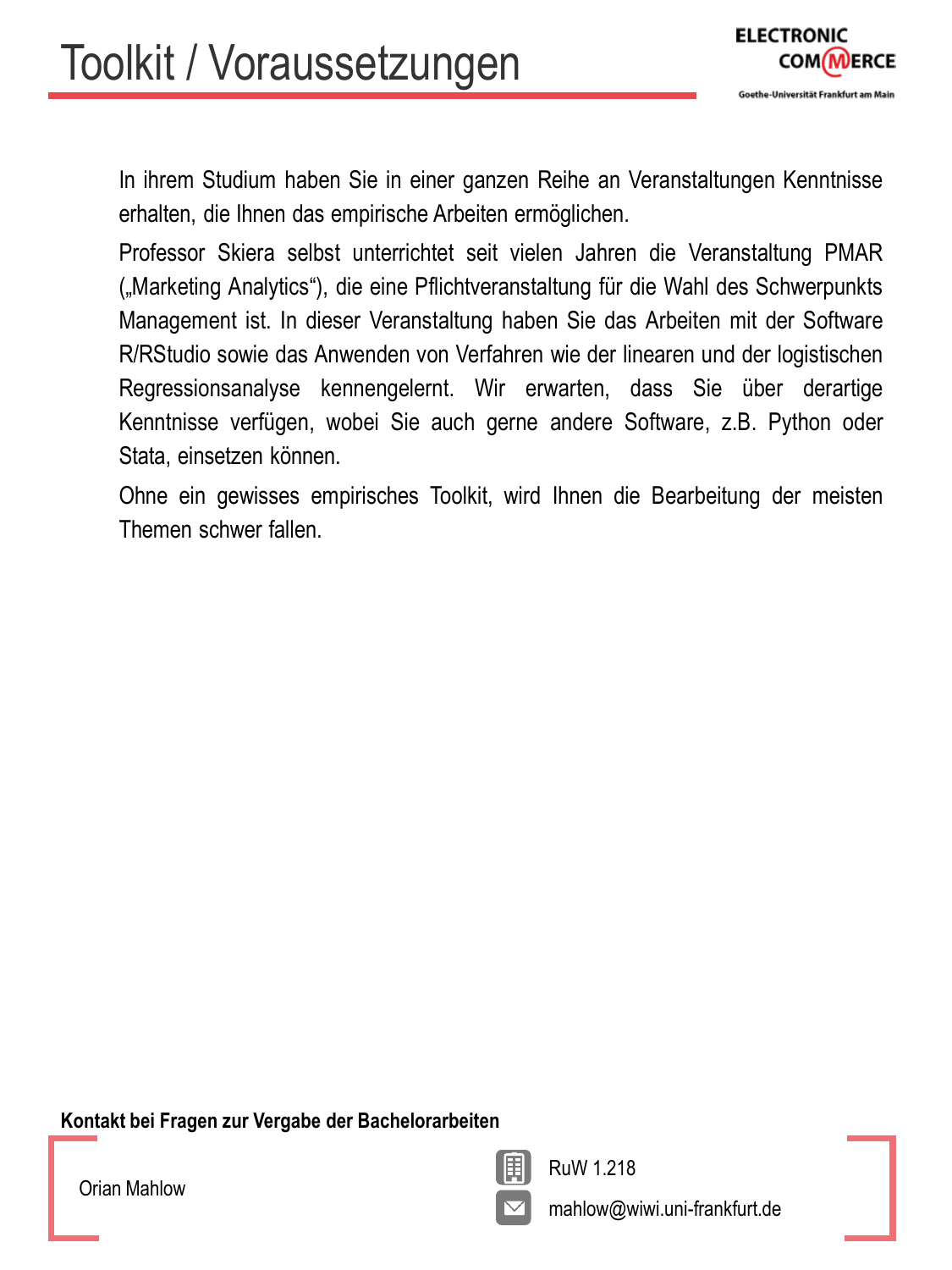# Toolkit / Voraussetzungen

In ihrem Studium haben Sie in einer ganzen Reihe an Veranstaltungen Kenntnisse erhalten, die Ihnen das empirische Arbeiten ermöglichen.

Professor Skiera selbst unterrichtet seit vielen Jahren die Veranstaltung PMAR („Marketing Analytics“), die eine Pflichtveranstaltung für die Wahl des Schwerpunkts Management ist. In dieser Veranstaltung haben Sie das Arbeiten mit der Software R/RStudio sowie das Anwenden von Verfahren wie der linearen und der logistischen Regressionsanalyse kennengelernt. Wir erwarten, dass Sie über derartige Kenntnisse verfügen, wobei Sie auch gerne andere Software, z.B. Python oder Stata, einsetzen können.

Ohne ein gewisses empirisches Toolkit, wird Ihnen die Bearbeitung der meisten Themen schwer fallen.

**Kontakt bei Fragen zur Vergabe der Bachelorarbeiten**

Orian Mahlow

RuW 1.218

mahlow@wiwi.uni-frankfurt.de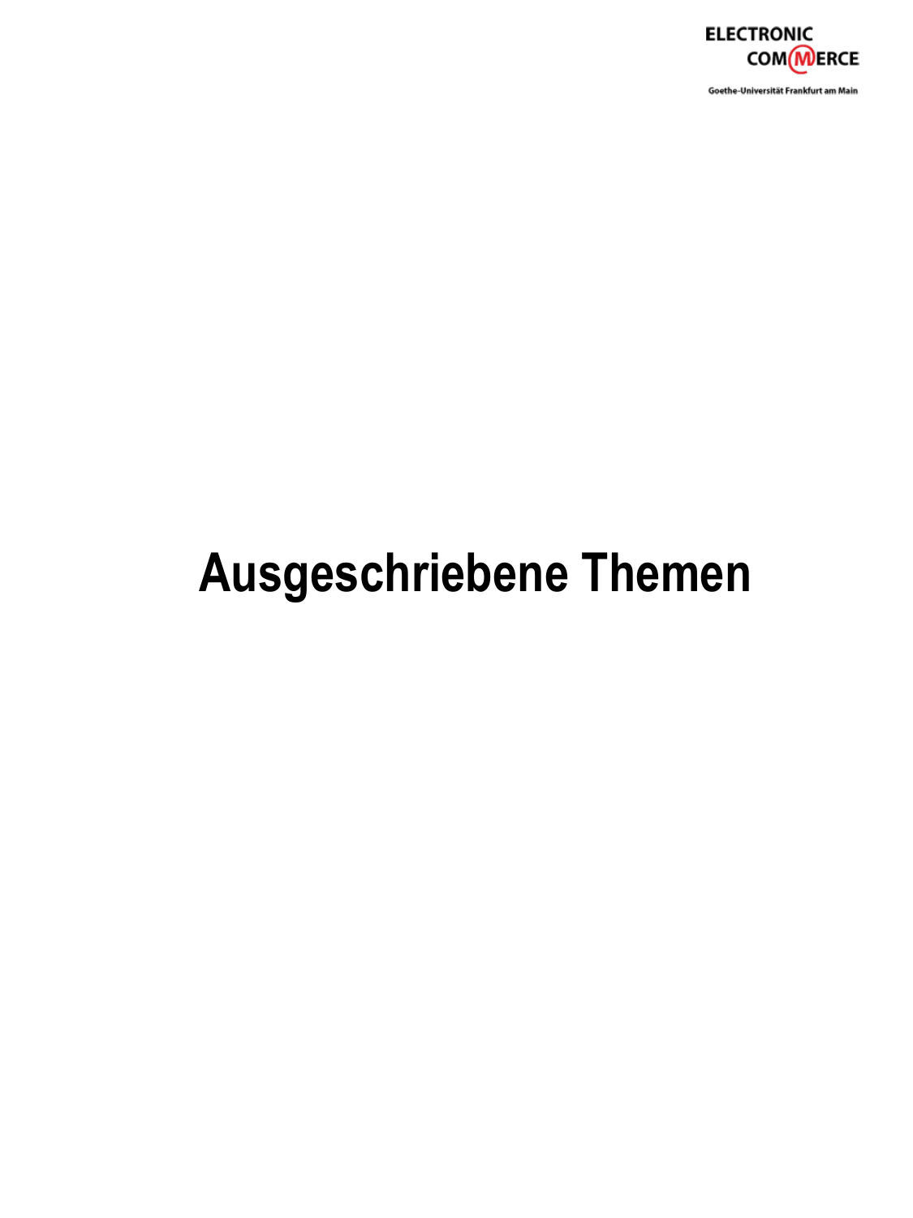# Ausgeschriebene Themen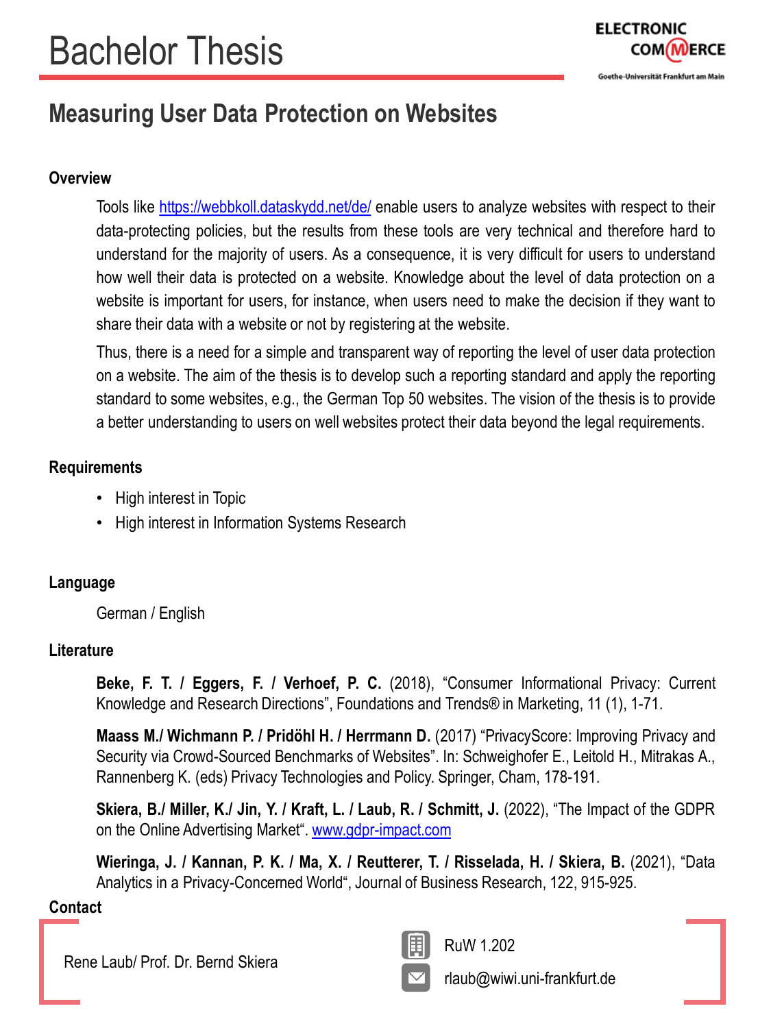# Bachelor Thesis

ELECTRONIC COMMERCE
Goethe-Universität Frankfurt am Main

## Measuring User Data Protection on Websites

### Overview

Tools like https://webbkoll.dataskydd.net/de/ enable users to analyze websites with respect to their data-protecting policies, but the results from these tools are very technical and therefore hard to understand for the majority of users. As a consequence, it is very difficult for users to understand how well their data is protected on a website. Knowledge about the level of data protection on a website is important for users, for instance, when users need to make the decision if they want to share their data with a website or not by registering at the website.

Thus, there is a need for a simple and transparent way of reporting the level of user data protection on a website. The aim of the thesis is to develop such a reporting standard and apply the reporting standard to some websites, e.g., the German Top 50 websites. The vision of the thesis is to provide a better understanding to users on well websites protect their data beyond the legal requirements.

### Requirements

- High interest in Topic
- High interest in Information Systems Research

### Language

German / English

### Literature

**Beke, F. T. / Eggers, F. / Verhoef, P. C.** (2018), "Consumer Informational Privacy: Current Knowledge and Research Directions", Foundations and Trends® in Marketing, 11 (1), 1-71.

**Maass M./ Wichmann P. / Pridöhl H. / Herrmann D.** (2017) "PrivacyScore: Improving Privacy and Security via Crowd-Sourced Benchmarks of Websites". In: Schweighofer E., Leitold H., Mitrakas A., Rannenberg K. (eds) Privacy Technologies and Policy. Springer, Cham, 178-191.

**Skiera, B./ Miller, K./ Jin, Y. / Kraft, L. / Laub, R. / Schmitt, J.** (2022), "The Impact of the GDPR on the Online Advertising Market". www.gdpr-impact.com

**Wieringa, J. / Kannan, P. K. / Ma, X. / Reutterer, T. / Risselada, H. / Skiera, B.** (2021), "Data Analytics in a Privacy-Concerned World", Journal of Business Research, 122, 915-925.

### Contact

Rene Laub/ Prof. Dr. Bernd Skiera

RuW 1.202

rlaub@wiwi.uni-frankfurt.de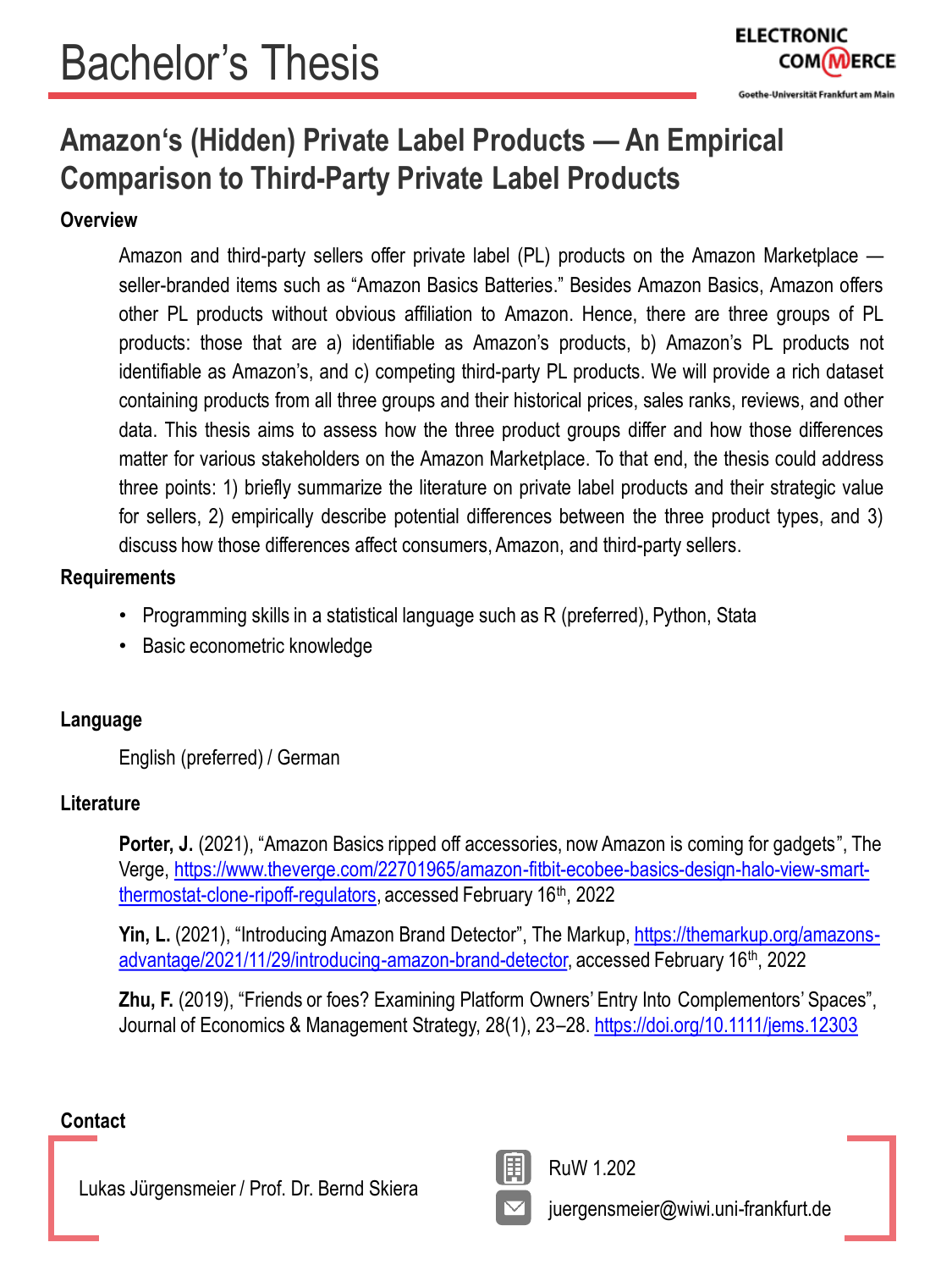# Bachelor's Thesis

ELECTRONIC COMMERCE
Goethe-Universität Frankfurt am Main

## Amazon‘s (Hidden) Private Label Products — An Empirical Comparison to Third-Party Private Label Products

### Overview

Amazon and third-party sellers offer private label (PL) products on the Amazon Marketplace — seller-branded items such as "Amazon Basics Batteries." Besides Amazon Basics, Amazon offers other PL products without obvious affiliation to Amazon. Hence, there are three groups of PL products: those that are a) identifiable as Amazon's products, b) Amazon's PL products not identifiable as Amazon's, and c) competing third-party PL products. We will provide a rich dataset containing products from all three groups and their historical prices, sales ranks, reviews, and other data. This thesis aims to assess how the three product groups differ and how those differences matter for various stakeholders on the Amazon Marketplace. To that end, the thesis could address three points: 1) briefly summarize the literature on private label products and their strategic value for sellers, 2) empirically describe potential differences between the three product types, and 3) discuss how those differences affect consumers, Amazon, and third-party sellers.

### Requirements

- Programming skills in a statistical language such as R (preferred), Python, Stata
- Basic econometric knowledge

### Language

English (preferred) / German

### Literature

**Porter, J.** (2021), "Amazon Basics ripped off accessories, now Amazon is coming for gadgets", The Verge, https://www.theverge.com/22701965/amazon-fitbit-ecobee-basics-design-halo-view-smart-thermostat-clone-ripoff-regulators, accessed February 16th, 2022

**Yin, L.** (2021), "Introducing Amazon Brand Detector", The Markup, https://themarkup.org/amazons-advantage/2021/11/29/introducing-amazon-brand-detector, accessed February 16th, 2022

**Zhu, F.** (2019), "Friends or foes? Examining Platform Owners' Entry Into Complementors' Spaces", Journal of Economics & Management Strategy, 28(1), 23–28. https://doi.org/10.1111/jems.12303

### Contact

Lukas Jürgensmeier / Prof. Dr. Bernd Skiera

RuW 1.202

juergensmeier@wiwi.uni-frankfurt.de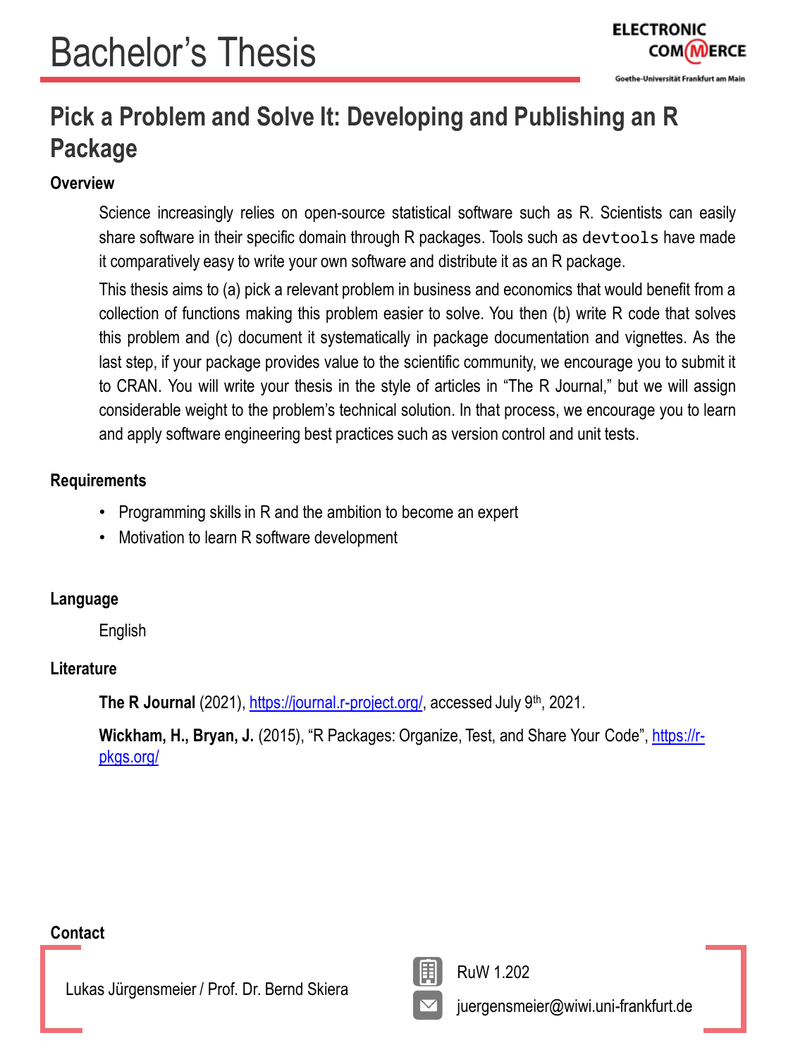# Bachelor's Thesis

ELECTRONIC COMMERCE
Goethe-Universität Frankfurt am Main

## Pick a Problem and Solve It: Developing and Publishing an R Package

### Overview

Science increasingly relies on open-source statistical software such as R. Scientists can easily share software in their specific domain through R packages. Tools such as `devtools` have made it comparatively easy to write your own software and distribute it as an R package.

This thesis aims to (a) pick a relevant problem in business and economics that would benefit from a collection of functions making this problem easier to solve. You then (b) write R code that solves this problem and (c) document it systematically in package documentation and vignettes. As the last step, if your package provides value to the scientific community, we encourage you to submit it to CRAN. You will write your thesis in the style of articles in "The R Journal," but we will assign considerable weight to the problem's technical solution. In that process, we encourage you to learn and apply software engineering best practices such as version control and unit tests.

### Requirements

- Programming skills in R and the ambition to become an expert
- Motivation to learn R software development

### Language

English

### Literature

**The R Journal** (2021), https://journal.r-project.org/, accessed July 9th, 2021.

**Wickham, H., Bryan, J.** (2015), "R Packages: Organize, Test, and Share Your Code", https://r-pkgs.org/

### Contact

Lukas Jürgensmeier / Prof. Dr. Bernd Skiera

RuW 1.202

juergensmeier@wiwi.uni-frankfurt.de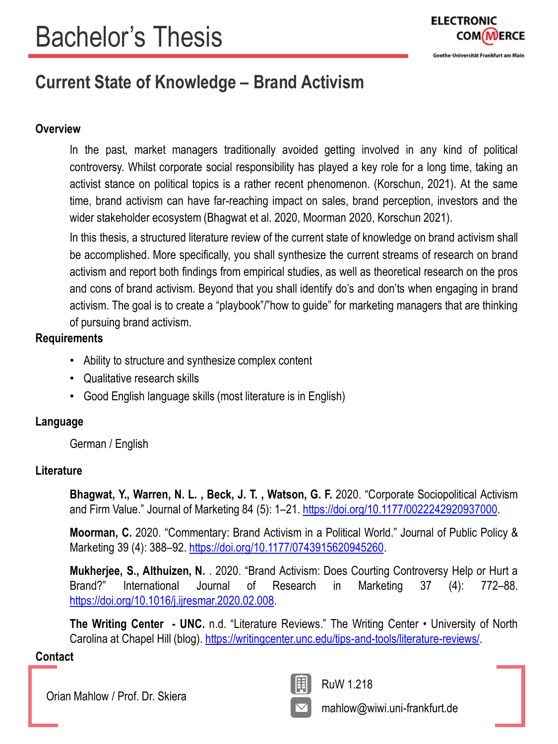# Bachelor's Thesis

ELECTRONIC COMMERCE

Goethe-Universität Frankfurt am Main

## Current State of Knowledge – Brand Activism

### Overview

In the past, market managers traditionally avoided getting involved in any kind of political controversy. Whilst corporate social responsibility has played a key role for a long time, taking an activist stance on political topics is a rather recent phenomenon. (Korschun, 2021). At the same time, brand activism can have far-reaching impact on sales, brand perception, investors and the wider stakeholder ecosystem (Bhagwat et al. 2020, Moorman 2020, Korschun 2021).

In this thesis, a structured literature review of the current state of knowledge on brand activism shall be accomplished. More specifically, you shall synthesize the current streams of research on brand activism and report both findings from empirical studies, as well as theoretical research on the pros and cons of brand activism. Beyond that you shall identify do's and don'ts when engaging in brand activism. The goal is to create a "playbook"/"how to guide" for marketing managers that are thinking of pursuing brand activism.

### Requirements

- Ability to structure and synthesize complex content
- Qualitative research skills
- Good English language skills (most literature is in English)

### Language

German / English

### Literature

**Bhagwat, Y., Warren, N. L. , Beck, J. T. , Watson, G. F.** 2020. "Corporate Sociopolitical Activism and Firm Value." Journal of Marketing 84 (5): 1–21. https://doi.org/10.1177/0022242920937000.

**Moorman, C.** 2020. "Commentary: Brand Activism in a Political World." Journal of Public Policy & Marketing 39 (4): 388–92. https://doi.org/10.1177/0743915620945260.

**Mukherjee, S., Althuizen, N.** . 2020. "Brand Activism: Does Courting Controversy Help or Hurt a Brand?" International Journal of Research in Marketing 37 (4): 772–88. https://doi.org/10.1016/j.ijresmar.2020.02.008.

**The Writing Center - UNC.** n.d. "Literature Reviews." The Writing Center • University of North Carolina at Chapel Hill (blog). https://writingcenter.unc.edu/tips-and-tools/literature-reviews/.

### Contact

Orian Mahlow / Prof. Dr. Skiera

RuW 1.218

mahlow@wiwi.uni-frankfurt.de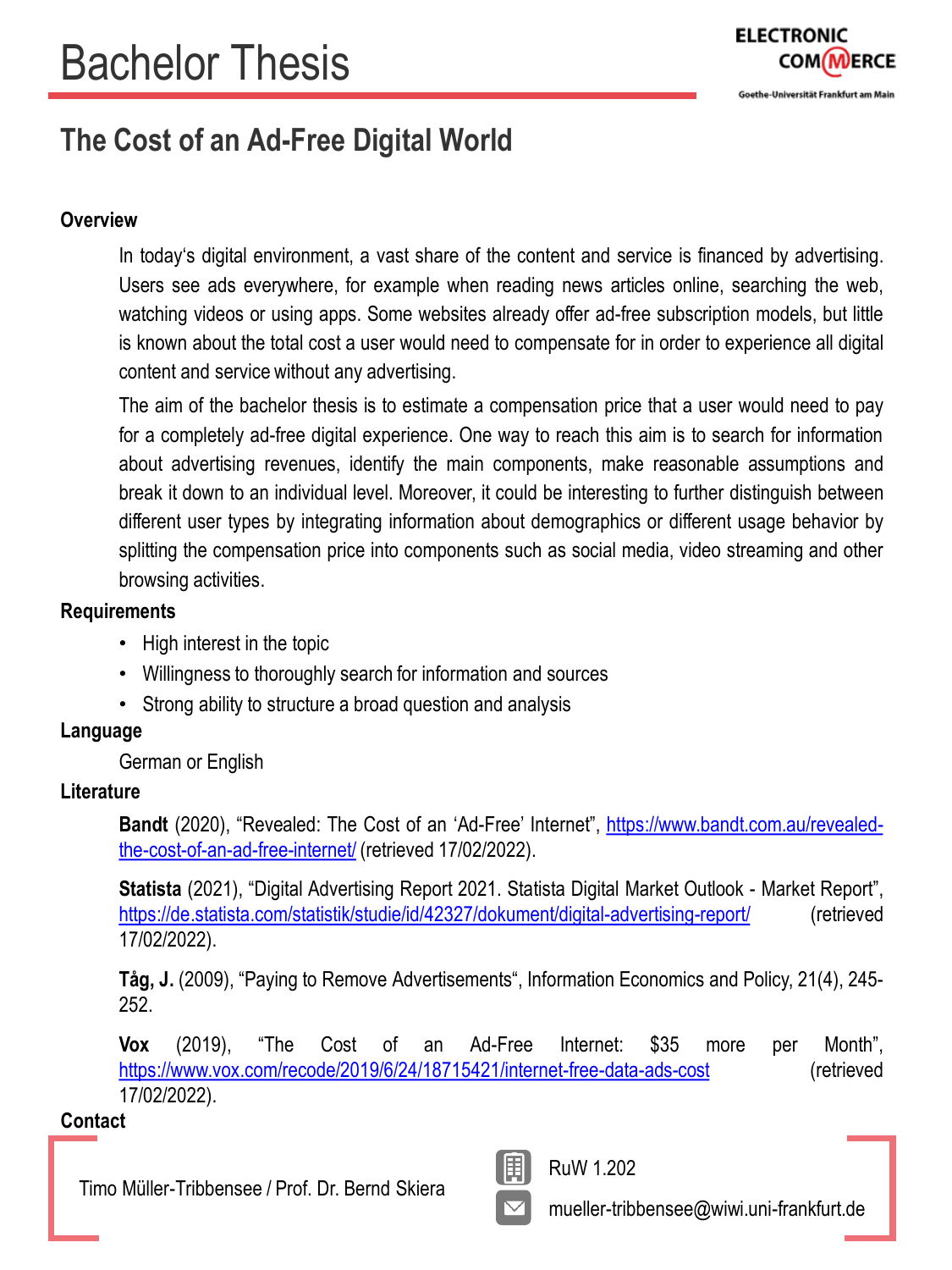# Bachelor Thesis

ELECTRONIC COMMERCE
Goethe-Universität Frankfurt am Main

## The Cost of an Ad-Free Digital World

### Overview

In today's digital environment, a vast share of the content and service is financed by advertising. Users see ads everywhere, for example when reading news articles online, searching the web, watching videos or using apps. Some websites already offer ad-free subscription models, but little is known about the total cost a user would need to compensate for in order to experience all digital content and service without any advertising.

The aim of the bachelor thesis is to estimate a compensation price that a user would need to pay for a completely ad-free digital experience. One way to reach this aim is to search for information about advertising revenues, identify the main components, make reasonable assumptions and break it down to an individual level. Moreover, it could be interesting to further distinguish between different user types by integrating information about demographics or different usage behavior by splitting the compensation price into components such as social media, video streaming and other browsing activities.

### Requirements

- High interest in the topic
- Willingness to thoroughly search for information and sources
- Strong ability to structure a broad question and analysis

### Language

German or English

### Literature

**Bandt** (2020), "Revealed: The Cost of an 'Ad-Free' Internet", https://www.bandt.com.au/revealed-the-cost-of-an-ad-free-internet/ (retrieved 17/02/2022).

**Statista** (2021), "Digital Advertising Report 2021. Statista Digital Market Outlook - Market Report", https://de.statista.com/statistik/studie/id/42327/dokument/digital-advertising-report/ (retrieved 17/02/2022).

**Tåg, J.** (2009), "Paying to Remove Advertisements", Information Economics and Policy, 21(4), 245-252.

**Vox** (2019), "The Cost of an Ad-Free Internet: $35 more per Month", https://www.vox.com/recode/2019/6/24/18715421/internet-free-data-ads-cost (retrieved 17/02/2022).

### Contact

Timo Müller-Tribbensee / Prof. Dr. Bernd Skiera

RuW 1.202

mueller-tribbensee@wiwi.uni-frankfurt.de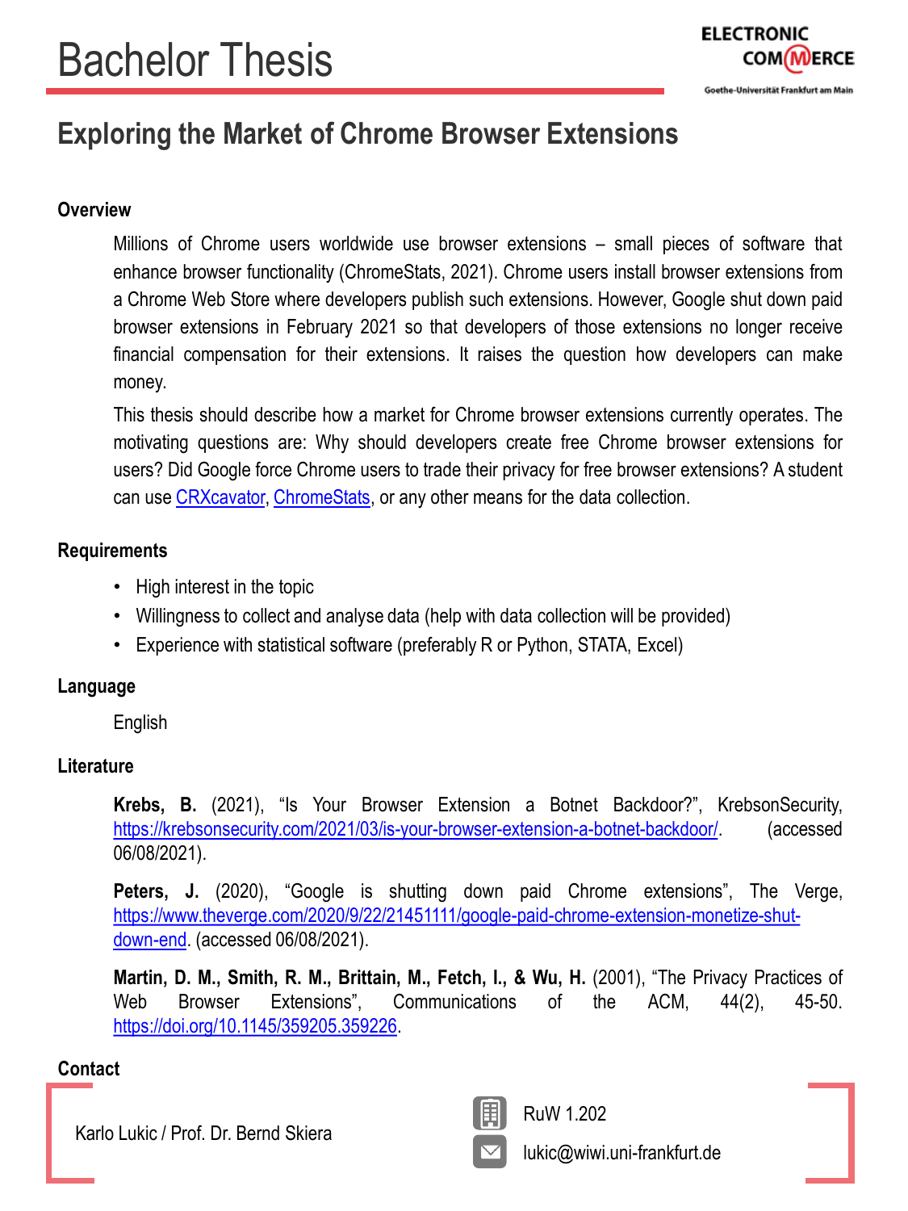# Bachelor Thesis

ELECTRONIC COMMERCE
Goethe-Universität Frankfurt am Main

## Exploring the Market of Chrome Browser Extensions

### Overview

Millions of Chrome users worldwide use browser extensions – small pieces of software that enhance browser functionality (ChromeStats, 2021). Chrome users install browser extensions from a Chrome Web Store where developers publish such extensions. However, Google shut down paid browser extensions in February 2021 so that developers of those extensions no longer receive financial compensation for their extensions. It raises the question how developers can make money.

This thesis should describe how a market for Chrome browser extensions currently operates. The motivating questions are: Why should developers create free Chrome browser extensions for users? Did Google force Chrome users to trade their privacy for free browser extensions? A student can use CRXcavator, ChromeStats, or any other means for the data collection.

### Requirements

- High interest in the topic
- Willingness to collect and analyse data (help with data collection will be provided)
- Experience with statistical software (preferably R or Python, STATA, Excel)

### Language

English

### Literature

**Krebs, B.** (2021), "Is Your Browser Extension a Botnet Backdoor?", KrebsonSecurity, https://krebsonsecurity.com/2021/03/is-your-browser-extension-a-botnet-backdoor/. (accessed 06/08/2021).

**Peters, J.** (2020), "Google is shutting down paid Chrome extensions", The Verge, https://www.theverge.com/2020/9/22/21451111/google-paid-chrome-extension-monetize-shut-down-end. (accessed 06/08/2021).

**Martin, D. M., Smith, R. M., Brittain, M., Fetch, I., & Wu, H.** (2001), "The Privacy Practices of Web Browser Extensions", Communications of the ACM, 44(2), 45-50. https://doi.org/10.1145/359205.359226.

### Contact

Karlo Lukic / Prof. Dr. Bernd Skiera

RuW 1.202

lukic@wiwi.uni-frankfurt.de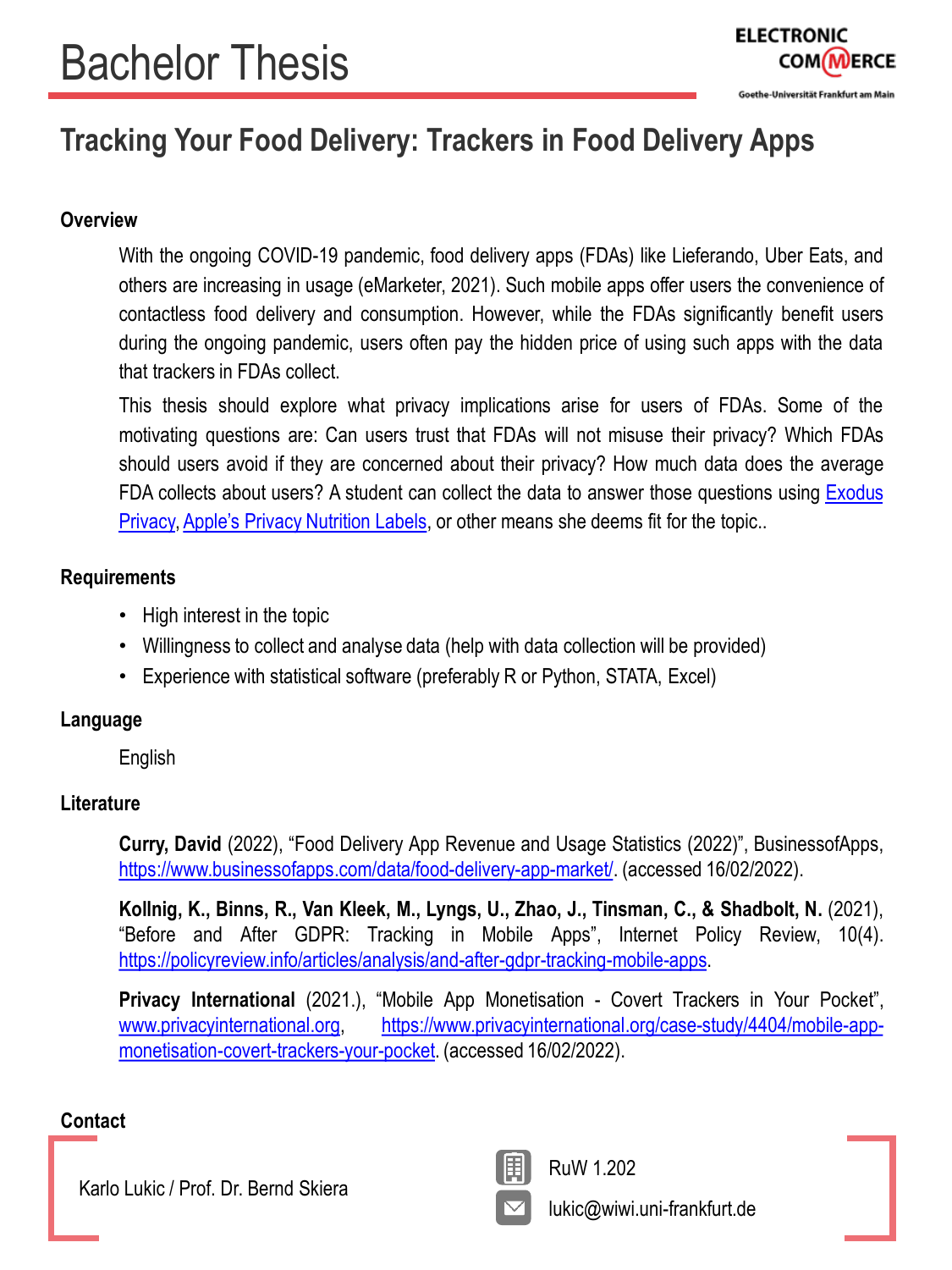# Bachelor Thesis

ELECTRONIC COMMERCE
Goethe-Universität Frankfurt am Main

## Tracking Your Food Delivery: Trackers in Food Delivery Apps

### Overview

With the ongoing COVID-19 pandemic, food delivery apps (FDAs) like Lieferando, Uber Eats, and others are increasing in usage (eMarketer, 2021). Such mobile apps offer users the convenience of contactless food delivery and consumption. However, while the FDAs significantly benefit users during the ongoing pandemic, users often pay the hidden price of using such apps with the data that trackers in FDAs collect.

This thesis should explore what privacy implications arise for users of FDAs. Some of the motivating questions are: Can users trust that FDAs will not misuse their privacy? Which FDAs should users avoid if they are concerned about their privacy? How much data does the average FDA collects about users? A student can collect the data to answer those questions using Exodus Privacy, Apple's Privacy Nutrition Labels, or other means she deems fit for the topic..

### Requirements

- High interest in the topic
- Willingness to collect and analyse data (help with data collection will be provided)
- Experience with statistical software (preferably R or Python, STATA, Excel)

### Language

English

### Literature

**Curry, David** (2022), "Food Delivery App Revenue and Usage Statistics (2022)", BusinessofApps, https://www.businessofapps.com/data/food-delivery-app-market/. (accessed 16/02/2022).

**Kollnig, K., Binns, R., Van Kleek, M., Lyngs, U., Zhao, J., Tinsman, C., & Shadbolt, N.** (2021), "Before and After GDPR: Tracking in Mobile Apps", Internet Policy Review, 10(4). https://policyreview.info/articles/analysis/and-after-gdpr-tracking-mobile-apps.

**Privacy International** (2021.), "Mobile App Monetisation - Covert Trackers in Your Pocket", www.privacyinternational.org, https://www.privacyinternational.org/case-study/4404/mobile-app-monetisation-covert-trackers-your-pocket. (accessed 16/02/2022).

### Contact

Karlo Lukic / Prof. Dr. Bernd Skiera

RuW 1.202

lukic@wiwi.uni-frankfurt.de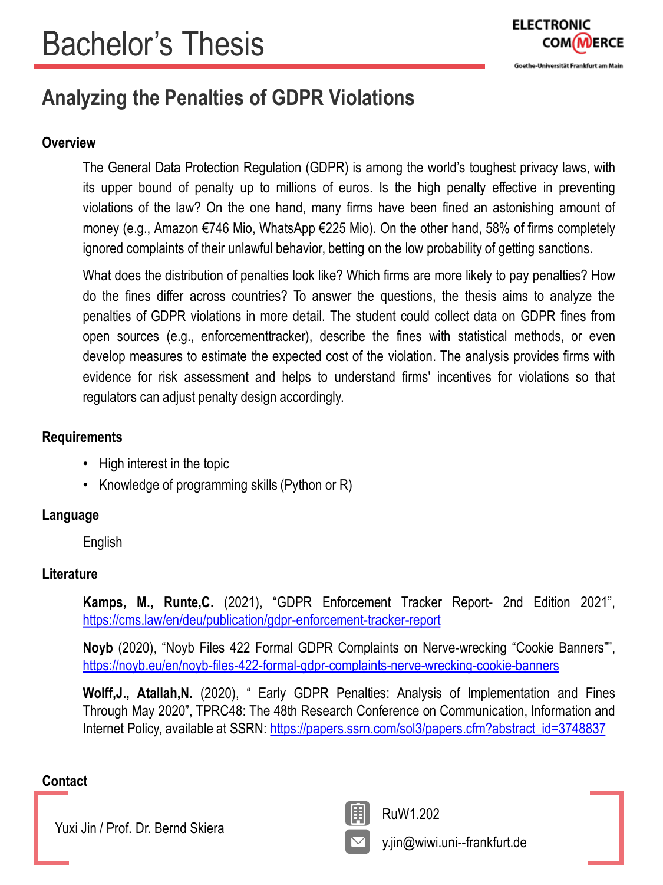# Bachelor's Thesis

ELECTRONIC COMMERCE
Goethe-Universität Frankfurt am Main

## Analyzing the Penalties of GDPR Violations

### Overview

The General Data Protection Regulation (GDPR) is among the world's toughest privacy laws, with its upper bound of penalty up to millions of euros. Is the high penalty effective in preventing violations of the law? On the one hand, many firms have been fined an astonishing amount of money (e.g., Amazon €746 Mio, WhatsApp €225 Mio). On the other hand, 58% of firms completely ignored complaints of their unlawful behavior, betting on the low probability of getting sanctions.

What does the distribution of penalties look like? Which firms are more likely to pay penalties? How do the fines differ across countries? To answer the questions, the thesis aims to analyze the penalties of GDPR violations in more detail. The student could collect data on GDPR fines from open sources (e.g., enforcementtracker), describe the fines with statistical methods, or even develop measures to estimate the expected cost of the violation. The analysis provides firms with evidence for risk assessment and helps to understand firms' incentives for violations so that regulators can adjust penalty design accordingly.

### Requirements

- High interest in the topic
- Knowledge of programming skills (Python or R)

### Language

English

### Literature

**Kamps, M., Runte,C.** (2021), "GDPR Enforcement Tracker Report- 2nd Edition 2021", https://cms.law/en/deu/publication/gdpr-enforcement-tracker-report

**Noyb** (2020), "Noyb Files 422 Formal GDPR Complaints on Nerve-wrecking "Cookie Banners"", https://noyb.eu/en/noyb-files-422-formal-gdpr-complaints-nerve-wrecking-cookie-banners

**Wolff,J., Atallah,N.** (2020), " Early GDPR Penalties: Analysis of Implementation and Fines Through May 2020", TPRC48: The 48th Research Conference on Communication, Information and Internet Policy, available at SSRN: https://papers.ssrn.com/sol3/papers.cfm?abstract_id=3748837

### Contact

Yuxi Jin / Prof. Dr. Bernd Skiera

RuW1.202

y.jin@wiwi.uni--frankfurt.de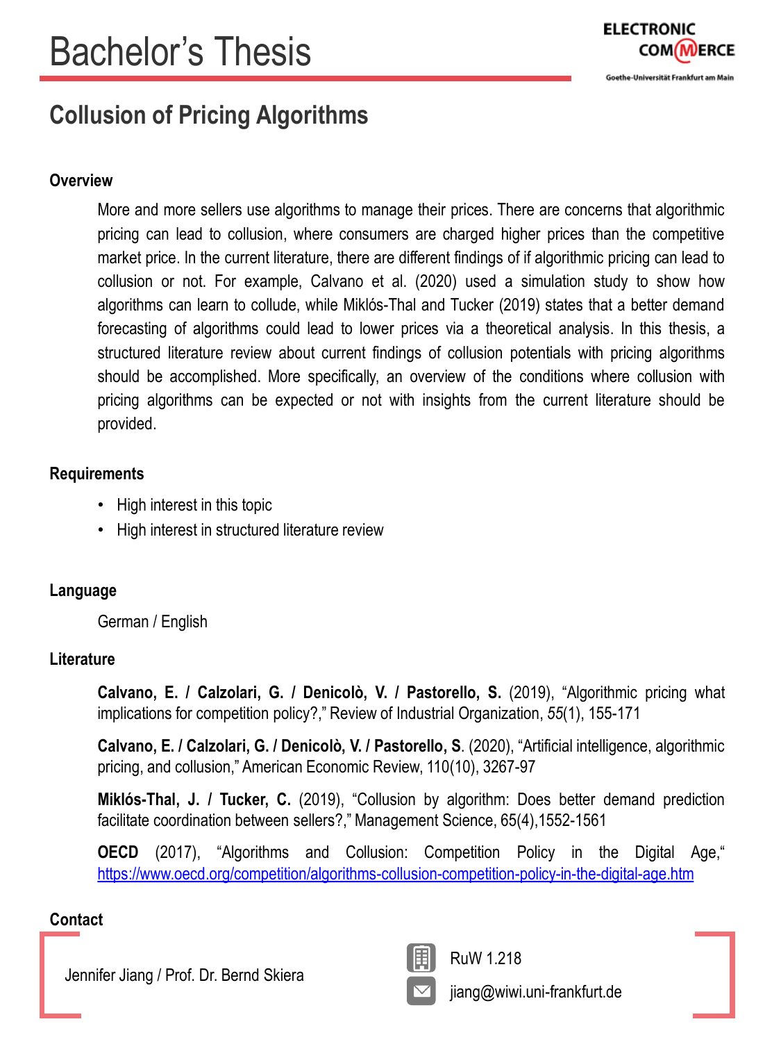# Bachelor's Thesis

ELECTRONIC COMMERCE
Goethe-Universität Frankfurt am Main

## Collusion of Pricing Algorithms

### Overview

More and more sellers use algorithms to manage their prices. There are concerns that algorithmic pricing can lead to collusion, where consumers are charged higher prices than the competitive market price. In the current literature, there are different findings of if algorithmic pricing can lead to collusion or not. For example, Calvano et al. (2020) used a simulation study to show how algorithms can learn to collude, while Miklós-Thal and Tucker (2019) states that a better demand forecasting of algorithms could lead to lower prices via a theoretical analysis. In this thesis, a structured literature review about current findings of collusion potentials with pricing algorithms should be accomplished. More specifically, an overview of the conditions where collusion with pricing algorithms can be expected or not with insights from the current literature should be provided.

### Requirements

- High interest in this topic
- High interest in structured literature review

### Language

German / English

### Literature

**Calvano, E. / Calzolari, G. / Denicolò, V. / Pastorello, S.** (2019), "Algorithmic pricing what implications for competition policy?," Review of Industrial Organization, *55*(1), 155-171

**Calvano, E. / Calzolari, G. / Denicolò, V. / Pastorello, S**. (2020), "Artificial intelligence, algorithmic pricing, and collusion," American Economic Review, 110(10), 3267-97

**Miklós-Thal, J. / Tucker, C.** (2019), "Collusion by algorithm: Does better demand prediction facilitate coordination between sellers?," Management Science, 65(4),1552-1561

**OECD** (2017), "Algorithms and Collusion: Competition Policy in the Digital Age," https://www.oecd.org/competition/algorithms-collusion-competition-policy-in-the-digital-age.htm

### Contact

Jennifer Jiang / Prof. Dr. Bernd Skiera

RuW 1.218

jiang@wiwi.uni-frankfurt.de